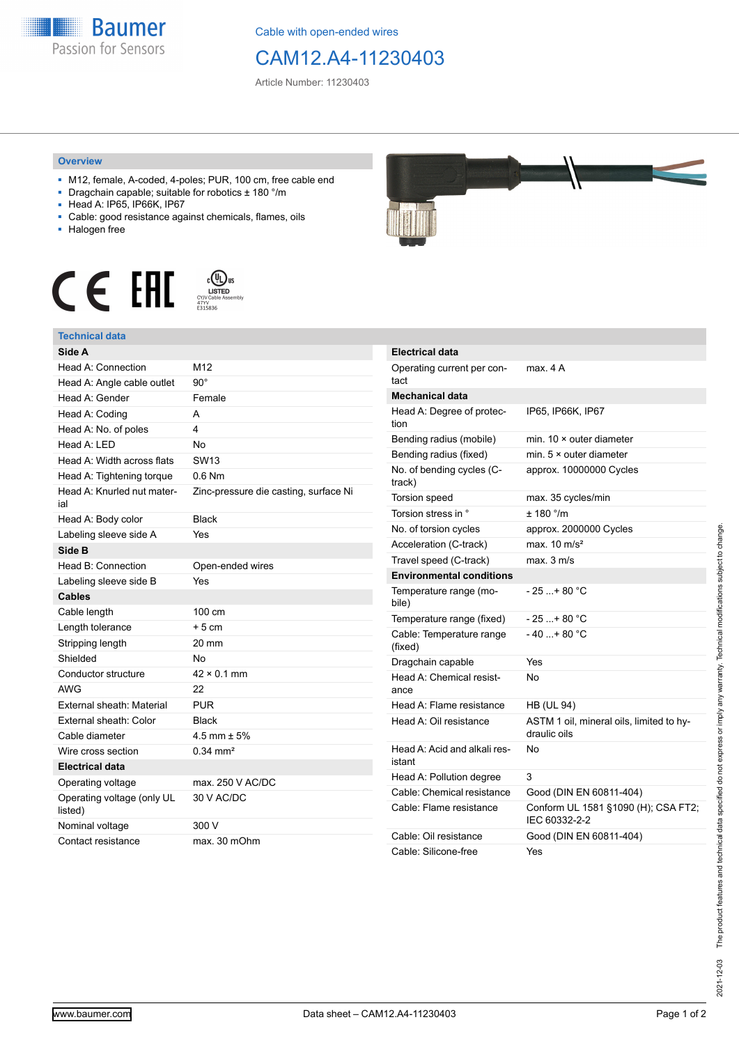Cable with open-ended wires

# CAM12.A4-11230403

Article Number: 11230403

## Overview

- M12, female, A-coded, 4-poles; PUR, 100 cm, free cable end
- Dragchain capable; suitable for robotics ± 180 °/m
- Head A: IP65, IP66K, IP67
- Cable: good resistance against chemicals, flames, oils
- Halogen free

## Technical data

| Side A | |
|---|---|
| Head A: Connection | M12 |
| Head A: Angle cable outlet | 90° |
| Head A: Gender | Female |
| Head A: Coding | A |
| Head A: No. of poles | 4 |
| Head A: LED | No |
| Head A: Width across flats | SW13 |
| Head A: Tightening torque | 0.6 Nm |
| Head A: Knurled nut material | Zinc-pressure die casting, surface Ni |
| Head A: Body color | Black |
| Labeling sleeve side A | Yes |
| **Side B** | |
| Head B: Connection | Open-ended wires |
| Labeling sleeve side B | Yes |
| **Cables** | |
| Cable length | 100 cm |
| Length tolerance | + 5 cm |
| Stripping length | 20 mm |
| Shielded | No |
| Conductor structure | 42 × 0.1 mm |
| AWG | 22 |
| External sheath: Material | PUR |
| External sheath: Color | Black |
| Cable diameter | 4.5 mm ± 5% |
| Wire cross section | 0.34 mm² |
| **Electrical data** | |
| Operating voltage | max. 250 V AC/DC |
| Operating voltage (only UL listed) | 30 V AC/DC |
| Nominal voltage | 300 V |
| Contact resistance | max. 30 mOhm |

| Electrical data | |
|---|---|
| Operating current per contact | max. 4 A |
| **Mechanical data** | |
| Head A: Degree of protection | IP65, IP66K, IP67 |
| Bending radius (mobile) | min. 10 × outer diameter |
| Bending radius (fixed) | min. 5 × outer diameter |
| No. of bending cycles (C-track) | approx. 10000000 Cycles |
| Torsion speed | max. 35 cycles/min |
| Torsion stress in ° | ± 180 °/m |
| No. of torsion cycles | approx. 2000000 Cycles |
| Acceleration (C-track) | max. 10 m/s² |
| Travel speed (C-track) | max. 3 m/s |
| **Environmental conditions** | |
| Temperature range (mobile) | - 25 ...+ 80 °C |
| Temperature range (fixed) | - 25 ...+ 80 °C |
| Cable: Temperature range (fixed) | - 40 ...+ 80 °C |
| Dragchain capable | Yes |
| Head A: Chemical resistance | No |
| Head A: Flame resistance | HB (UL 94) |
| Head A: Oil resistance | ASTM 1 oil, mineral oils, limited to hydraulic oils |
| Head A: Acid and alkali resistant | No |
| Head A: Pollution degree | 3 |
| Cable: Chemical resistance | Good (DIN EN 60811-404) |
| Cable: Flame resistance | Conform UL 1581 §1090 (H); CSA FT2; IEC 60332-2-2 |
| Cable: Oil resistance | Good (DIN EN 60811-404) |
| Cable: Silicone-free | Yes |

2021-12-03 The product features and technical data specified do not express or imply any warranty. Technical modifications subject to change.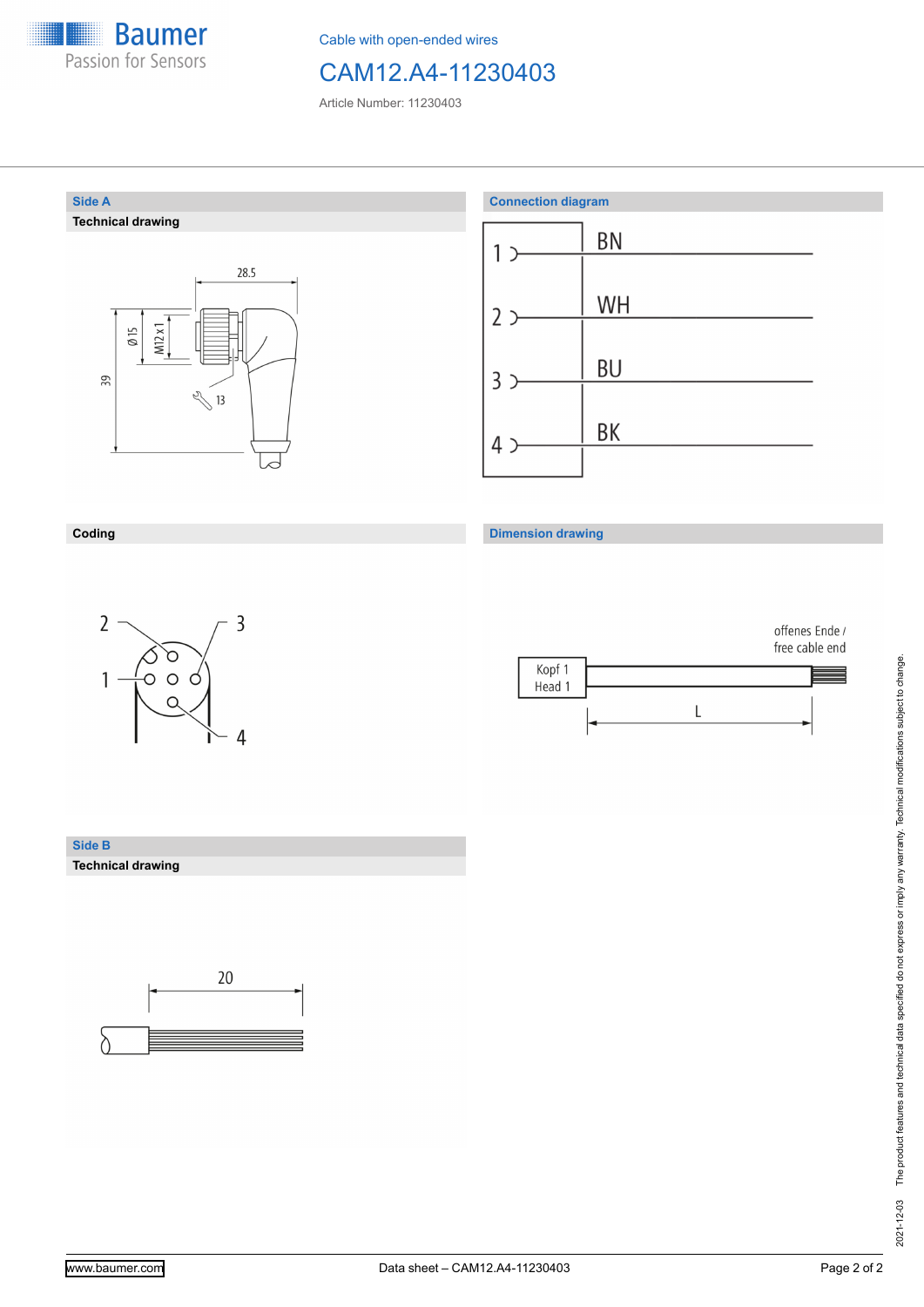Cable with open-ended wires

# CAM12.A4-11230403

Article Number: 11230403

## Side A

### Technical drawing

28.5

Ø 15

M12 x 1

39

13

## Connection diagram

1 BN

2 WH

3 BU

4 BK

## Coding

2 3

1

4

## Dimension drawing

offenes Ende / free cable end

Kopf 1 Head 1

L

## Side B

### Technical drawing

20

The product features and technical data specified do not express or imply any warranty. Technical modifications subject to change.

2021-12-03

www.baumer.com

Data sheet – CAM12.A4-11230403